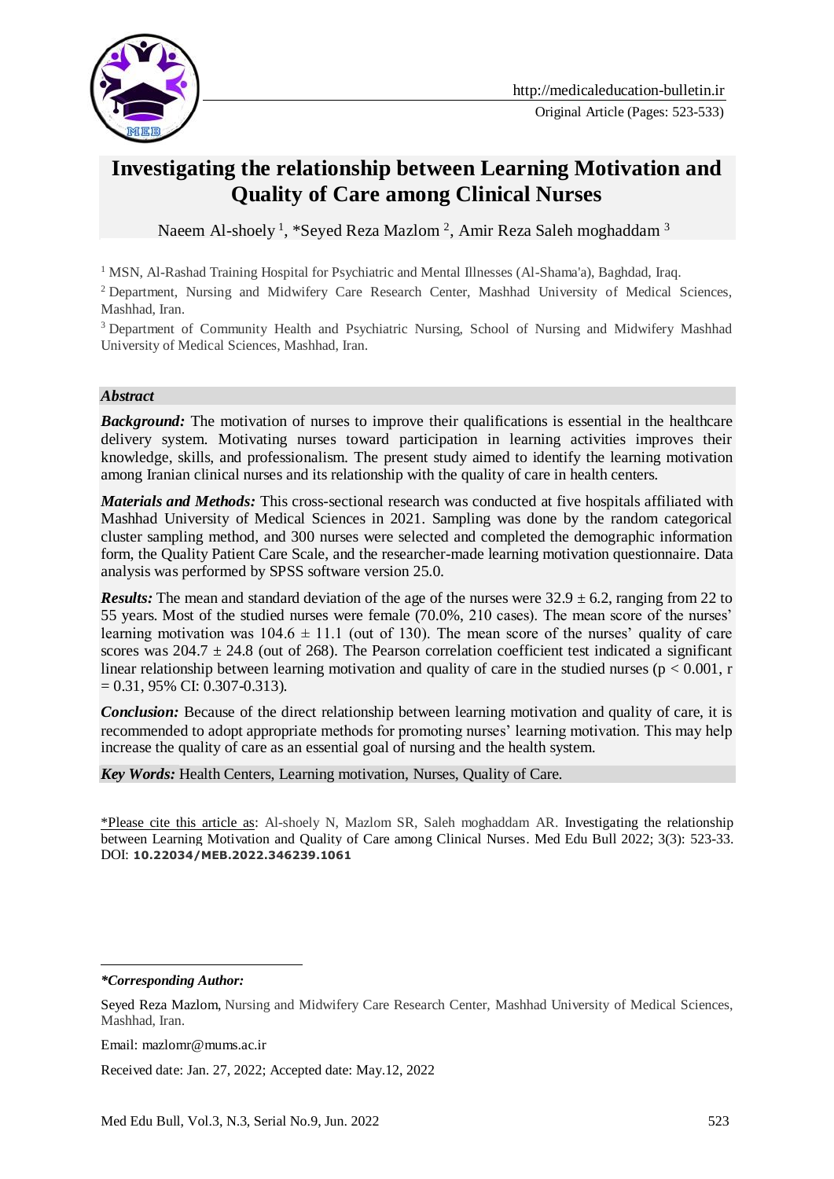Original Article (Pages: 523-533)

# Investigating the relationship between Learning Motivation and Quality of Care among Clinical Nurses

Naeem Al-shoely [1], *Seyed Reza Mazlom [2], Amir Reza Saleh moghaddam [3]

[1] MSN, Al-Rashad Training Hospital for Psychiatric and Mental Illnesses (Al-Shama'a), Baghdad, Iraq.

[2] Department, Nursing and Midwifery Care Research Center, Mashhad University of Medical Sciences, Mashhad, Iran.

[3] Department of Community Health and Psychiatric Nursing, School of Nursing and Midwifery Mashhad University of Medical Sciences, Mashhad, Iran.

## *Abstract*

***Background:*** The motivation of nurses to improve their qualifications is essential in the healthcare delivery system. Motivating nurses toward participation in learning activities improves their knowledge, skills, and professionalism. The present study aimed to identify the learning motivation among Iranian clinical nurses and its relationship with the quality of care in health centers.

***Materials and Methods:*** This cross-sectional research was conducted at five hospitals affiliated with Mashhad University of Medical Sciences in 2021. Sampling was done by the random categorical cluster sampling method, and 300 nurses were selected and completed the demographic information form, the Quality Patient Care Scale, and the researcher-made learning motivation questionnaire. Data analysis was performed by SPSS software version 25.0.

***Results:*** The mean and standard deviation of the age of the nurses were $32.9 \pm 6.2$, ranging from 22 to 55 years. Most of the studied nurses were female (70.0%, 210 cases). The mean score of the nurses' learning motivation was $104.6 \pm 11.1$ (out of 130). The mean score of the nurses' quality of care scores was $204.7 \pm 24.8$ (out of 268). The Pearson correlation coefficient test indicated a significant linear relationship between learning motivation and quality of care in the studied nurses ($p < 0.001$, $r = 0.31$, 95% CI: 0.307-0.313).

***Conclusion:*** Because of the direct relationship between learning motivation and quality of care, it is recommended to adopt appropriate methods for promoting nurses' learning motivation. This may help increase the quality of care as an essential goal of nursing and the health system.

***Key Words:*** Health Centers, Learning motivation, Nurses, Quality of Care.

*Please cite this article as: Al-shoely N, Mazlom SR, Saleh moghaddam AR. Investigating the relationship between Learning Motivation and Quality of Care among Clinical Nurses. Med Edu Bull 2022; 3(3): 523-33. DOI: **10.22034/MEB.2022.346239.1061**

***Corresponding Author:***

Seyed Reza Mazlom, Nursing and Midwifery Care Research Center, Mashhad University of Medical Sciences, Mashhad, Iran.

Email: mazlomr@mums.ac.ir

Received date: Jan. 27, 2022; Accepted date: May.12, 2022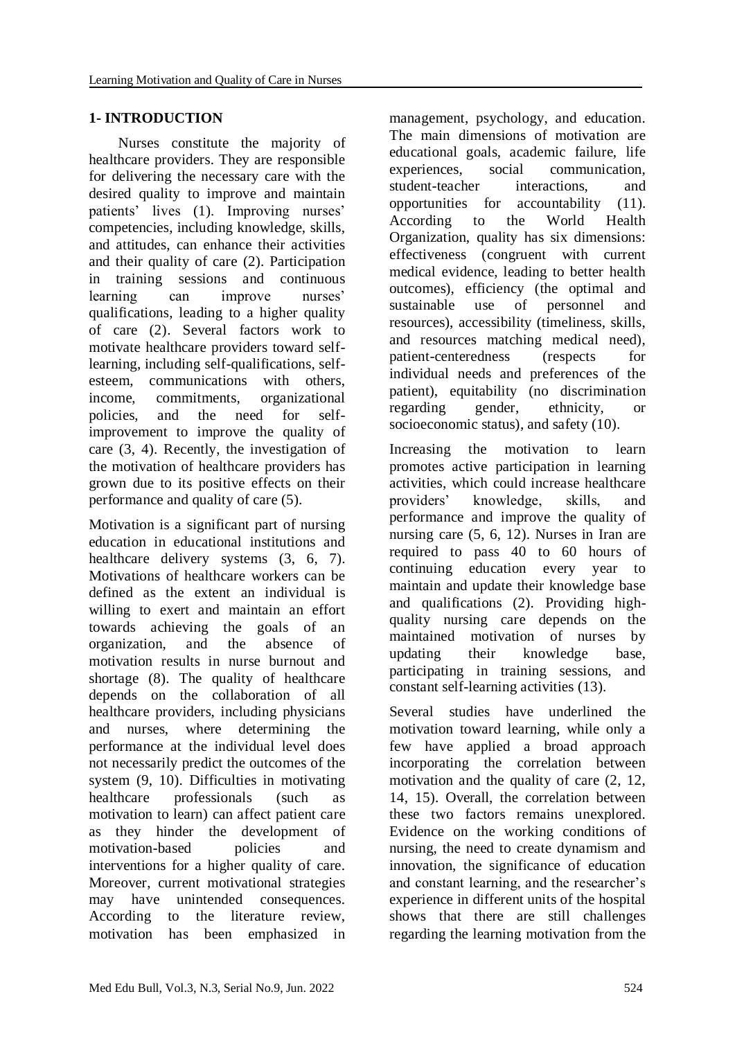## 1- INTRODUCTION

Nurses constitute the majority of healthcare providers. They are responsible for delivering the necessary care with the desired quality to improve and maintain patients' lives (1). Improving nurses' competencies, including knowledge, skills, and attitudes, can enhance their activities and their quality of care (2). Participation in training sessions and continuous learning can improve nurses' qualifications, leading to a higher quality of care (2). Several factors work to motivate healthcare providers toward self-learning, including self-qualifications, self-esteem, communications with others, income, commitments, organizational policies, and the need for self-improvement to improve the quality of care (3, 4). Recently, the investigation of the motivation of healthcare providers has grown due to its positive effects on their performance and quality of care (5).

Motivation is a significant part of nursing education in educational institutions and healthcare delivery systems (3, 6, 7). Motivations of healthcare workers can be defined as the extent an individual is willing to exert and maintain an effort towards achieving the goals of an organization, and the absence of motivation results in nurse burnout and shortage (8). The quality of healthcare depends on the collaboration of all healthcare providers, including physicians and nurses, where determining the performance at the individual level does not necessarily predict the outcomes of the system (9, 10). Difficulties in motivating healthcare professionals (such as motivation to learn) can affect patient care as they hinder the development of motivation-based policies and interventions for a higher quality of care. Moreover, current motivational strategies may have unintended consequences. According to the literature review, motivation has been emphasized in management, psychology, and education. The main dimensions of motivation are educational goals, academic failure, life experiences, social communication, student-teacher interactions, and opportunities for accountability (11). According to the World Health Organization, quality has six dimensions: effectiveness (congruent with current medical evidence, leading to better health outcomes), efficiency (the optimal and sustainable use of personnel and resources), accessibility (timeliness, skills, and resources matching medical need), patient-centeredness (respects for individual needs and preferences of the patient), equitability (no discrimination regarding gender, ethnicity, or socioeconomic status), and safety (10).

Increasing the motivation to learn promotes active participation in learning activities, which could increase healthcare providers' knowledge, skills, and performance and improve the quality of nursing care (5, 6, 12). Nurses in Iran are required to pass 40 to 60 hours of continuing education every year to maintain and update their knowledge base and qualifications (2). Providing high-quality nursing care depends on the maintained motivation of nurses by updating their knowledge base, participating in training sessions, and constant self-learning activities (13).

Several studies have underlined the motivation toward learning, while only a few have applied a broad approach incorporating the correlation between motivation and the quality of care (2, 12, 14, 15). Overall, the correlation between these two factors remains unexplored. Evidence on the working conditions of nursing, the need to create dynamism and innovation, the significance of education and constant learning, and the researcher's experience in different units of the hospital shows that there are still challenges regarding the learning motivation from the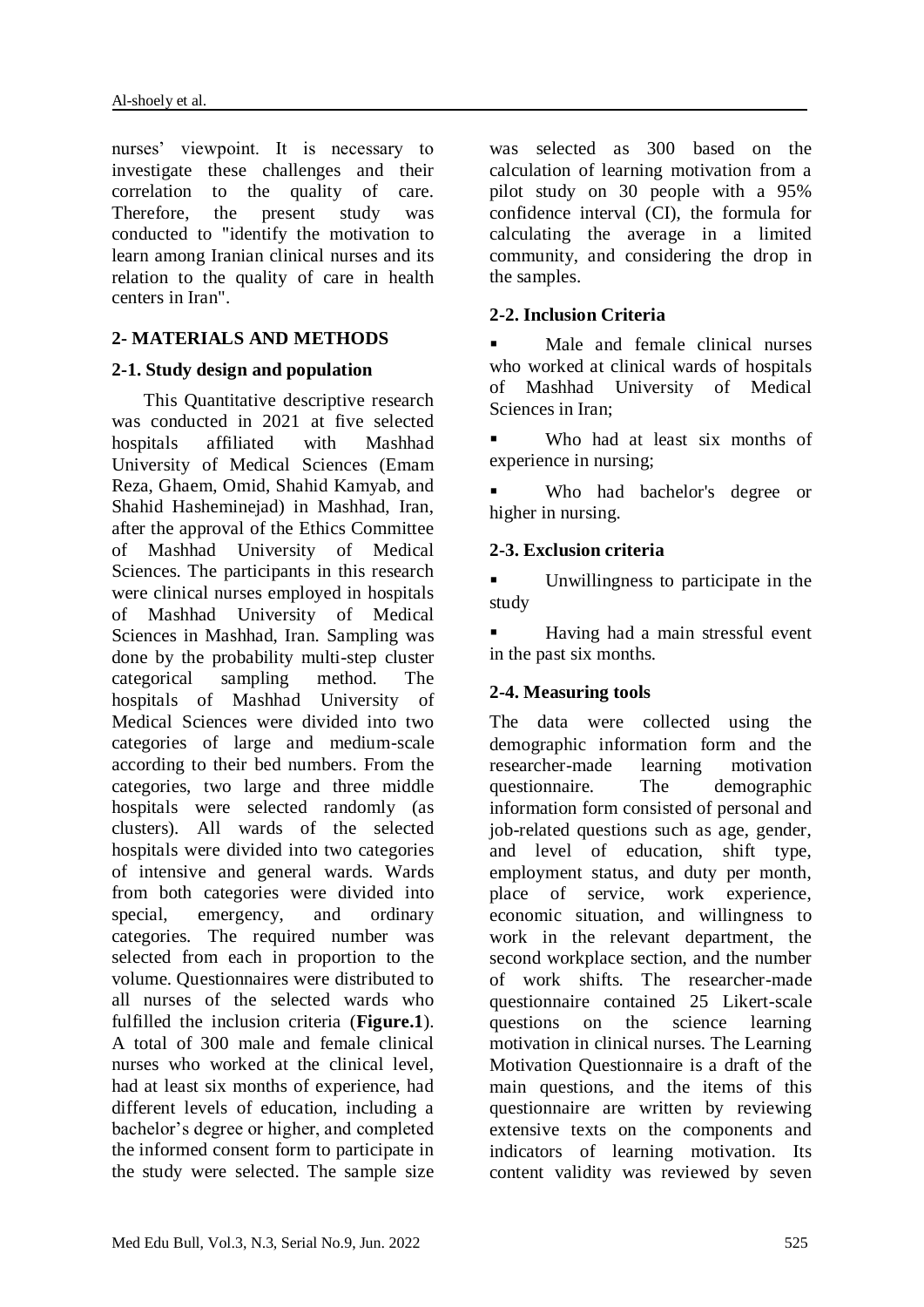nurses' viewpoint. It is necessary to investigate these challenges and their correlation to the quality of care. Therefore, the present study was conducted to "identify the motivation to learn among Iranian clinical nurses and its relation to the quality of care in health centers in Iran".

## 2- MATERIALS AND METHODS

### 2-1. Study design and population

This Quantitative descriptive research was conducted in 2021 at five selected hospitals affiliated with Mashhad University of Medical Sciences (Emam Reza, Ghaem, Omid, Shahid Kamyab, and Shahid Hasheminejad) in Mashhad, Iran, after the approval of the Ethics Committee of Mashhad University of Medical Sciences. The participants in this research were clinical nurses employed in hospitals of Mashhad University of Medical Sciences in Mashhad, Iran. Sampling was done by the probability multi-step cluster categorical sampling method. The hospitals of Mashhad University of Medical Sciences were divided into two categories of large and medium-scale according to their bed numbers. From the categories, two large and three middle hospitals were selected randomly (as clusters). All wards of the selected hospitals were divided into two categories of intensive and general wards. Wards from both categories were divided into special, emergency, and ordinary categories. The required number was selected from each in proportion to the volume. Questionnaires were distributed to all nurses of the selected wards who fulfilled the inclusion criteria (**Figure.1**). A total of 300 male and female clinical nurses who worked at the clinical level, had at least six months of experience, had different levels of education, including a bachelor's degree or higher, and completed the informed consent form to participate in the study were selected. The sample size was selected as 300 based on the calculation of learning motivation from a pilot study on 30 people with a 95% confidence interval (CI), the formula for calculating the average in a limited community, and considering the drop in the samples.

### 2-2. Inclusion Criteria

- Male and female clinical nurses who worked at clinical wards of hospitals of Mashhad University of Medical Sciences in Iran;
- Who had at least six months of experience in nursing;
- Who had bachelor's degree or higher in nursing.

### 2-3. Exclusion criteria

- Unwillingness to participate in the study
- Having had a main stressful event in the past six months.

### 2-4. Measuring tools

The data were collected using the demographic information form and the researcher-made learning motivation questionnaire. The demographic information form consisted of personal and job-related questions such as age, gender, and level of education, shift type, employment status, and duty per month, place of service, work experience, economic situation, and willingness to work in the relevant department, the second workplace section, and the number of work shifts. The researcher-made questionnaire contained 25 Likert-scale questions on the science learning motivation in clinical nurses. The Learning Motivation Questionnaire is a draft of the main questions, and the items of this questionnaire are written by reviewing extensive texts on the components and indicators of learning motivation. Its content validity was reviewed by seven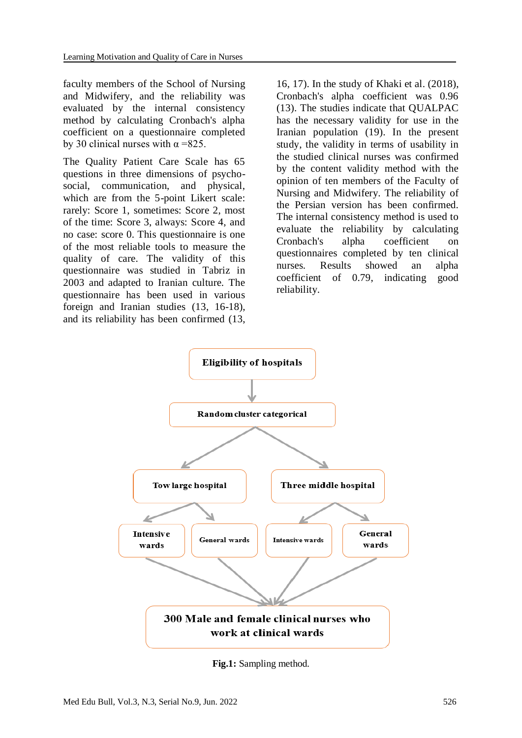faculty members of the School of Nursing and Midwifery, and the reliability was evaluated by the internal consistency method by calculating Cronbach's alpha coefficient on a questionnaire completed by 30 clinical nurses with α =825.

The Quality Patient Care Scale has 65 questions in three dimensions of psycho-social, communication, and physical, which are from the 5-point Likert scale: rarely: Score 1, sometimes: Score 2, most of the time: Score 3, always: Score 4, and no case: score 0. This questionnaire is one of the most reliable tools to measure the quality of care. The validity of this questionnaire was studied in Tabriz in 2003 and adapted to Iranian culture. The questionnaire has been used in various foreign and Iranian studies (13, 16-18), and its reliability has been confirmed (13, 16, 17). In the study of Khaki et al. (2018), Cronbach's alpha coefficient was 0.96 (13). The studies indicate that QUALPAC has the necessary validity for use in the Iranian population (19). In the present study, the validity in terms of usability in the studied clinical nurses was confirmed by the content validity method with the opinion of ten members of the Faculty of Nursing and Midwifery. The reliability of the Persian version has been confirmed. The internal consistency method is used to evaluate the reliability by calculating Cronbach's alpha coefficient on questionnaires completed by ten clinical nurses. Results showed an alpha coefficient of 0.79, indicating good reliability.

Eligibility of hospitals → Random cluster categorical → Tow large hospital (Intensive wards, General wards) / Three middle hospital (Intensive wards, General wards) → 300 Male and female clinical nurses who work at clinical wards

**Fig.1:** Sampling method.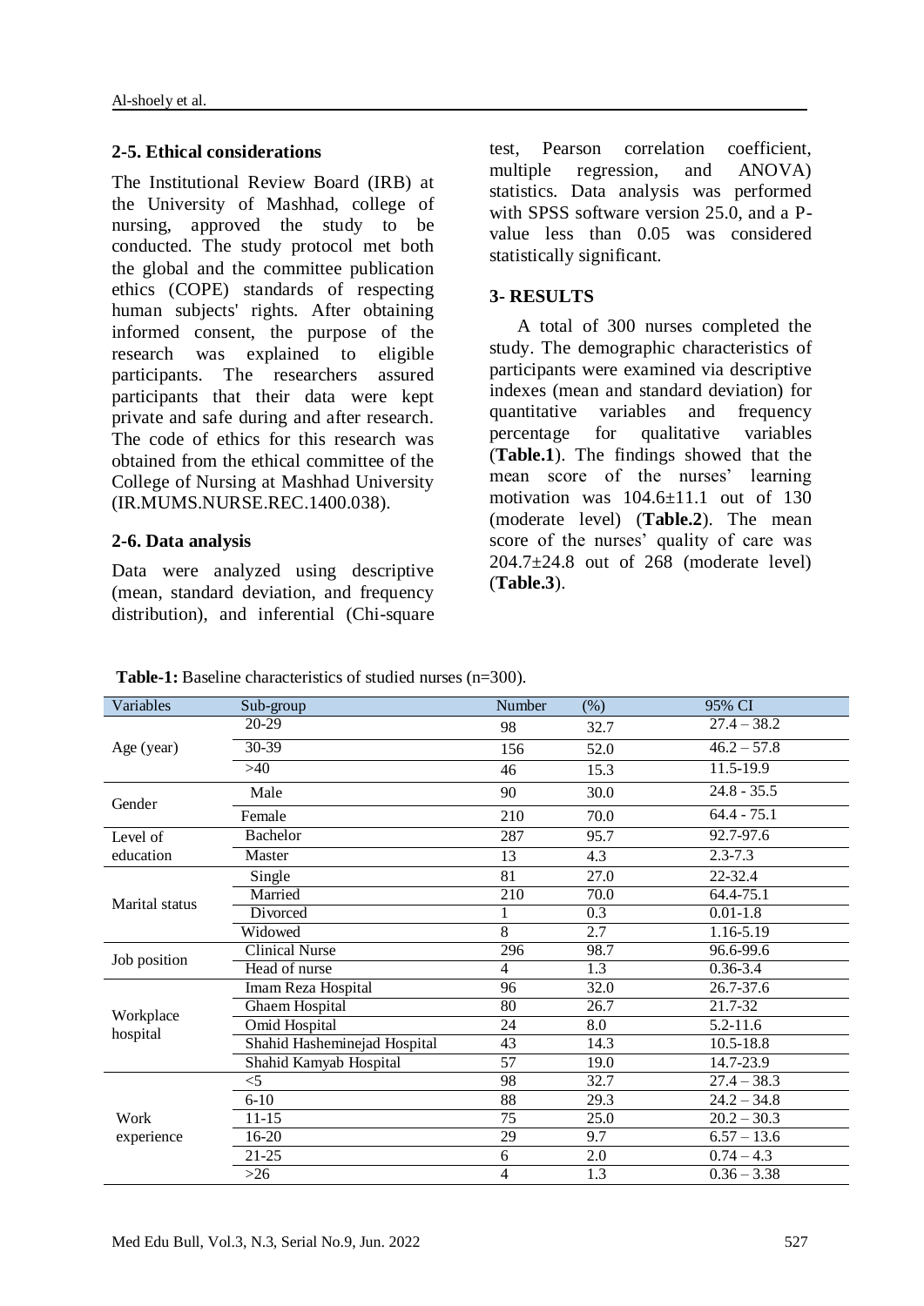### 2-5. Ethical considerations

The Institutional Review Board (IRB) at the University of Mashhad, college of nursing, approved the study to be conducted. The study protocol met both the global and the committee publication ethics (COPE) standards of respecting human subjects' rights. After obtaining informed consent, the purpose of the research was explained to eligible participants. The researchers assured participants that their data were kept private and safe during and after research. The code of ethics for this research was obtained from the ethical committee of the College of Nursing at Mashhad University (IR.MUMS.NURSE.REC.1400.038).

### 2-6. Data analysis

Data were analyzed using descriptive (mean, standard deviation, and frequency distribution), and inferential (Chi-square test, Pearson correlation coefficient, multiple regression, and ANOVA) statistics. Data analysis was performed with SPSS software version 25.0, and a P-value less than 0.05 was considered statistically significant.

## 3- RESULTS

A total of 300 nurses completed the study. The demographic characteristics of participants were examined via descriptive indexes (mean and standard deviation) for quantitative variables and frequency percentage for qualitative variables (**Table.1**). The findings showed that the mean score of the nurses' learning motivation was 104.6±11.1 out of 130 (moderate level) (**Table.2**). The mean score of the nurses' quality of care was 204.7±24.8 out of 268 (moderate level) (**Table.3**).

**Table-1:** Baseline characteristics of studied nurses (n=300).

| Variables | Sub-group | Number | (%) | 95% CI |
|---|---|---|---|---|
| Age (year) | 20-29 | 98 | 32.7 | 27.4 – 38.2 |
| | 30-39 | 156 | 52.0 | 46.2 – 57.8 |
| | >40 | 46 | 15.3 | 11.5-19.9 |
| Gender | Male | 90 | 30.0 | 24.8 - 35.5 |
| | Female | 210 | 70.0 | 64.4 - 75.1 |
| Level of education | Bachelor | 287 | 95.7 | 92.7-97.6 |
| | Master | 13 | 4.3 | 2.3-7.3 |
| Marital status | Single | 81 | 27.0 | 22-32.4 |
| | Married | 210 | 70.0 | 64.4-75.1 |
| | Divorced | 1 | 0.3 | 0.01-1.8 |
| | Widowed | 8 | 2.7 | 1.16-5.19 |
| Job position | Clinical Nurse | 296 | 98.7 | 96.6-99.6 |
| | Head of nurse | 4 | 1.3 | 0.36-3.4 |
| Workplace hospital | Imam Reza Hospital | 96 | 32.0 | 26.7-37.6 |
| | Ghaem Hospital | 80 | 26.7 | 21.7-32 |
| | Omid Hospital | 24 | 8.0 | 5.2-11.6 |
| | Shahid Hasheminejad Hospital | 43 | 14.3 | 10.5-18.8 |
| | Shahid Kamyab Hospital | 57 | 19.0 | 14.7-23.9 |
| Work experience | <5 | 98 | 32.7 | 27.4 – 38.3 |
| | 6-10 | 88 | 29.3 | 24.2 – 34.8 |
| | 11-15 | 75 | 25.0 | 20.2 – 30.3 |
| | 16-20 | 29 | 9.7 | 6.57 – 13.6 |
| | 21-25 | 6 | 2.0 | 0.74 – 4.3 |
| | >26 | 4 | 1.3 | 0.36 – 3.38 |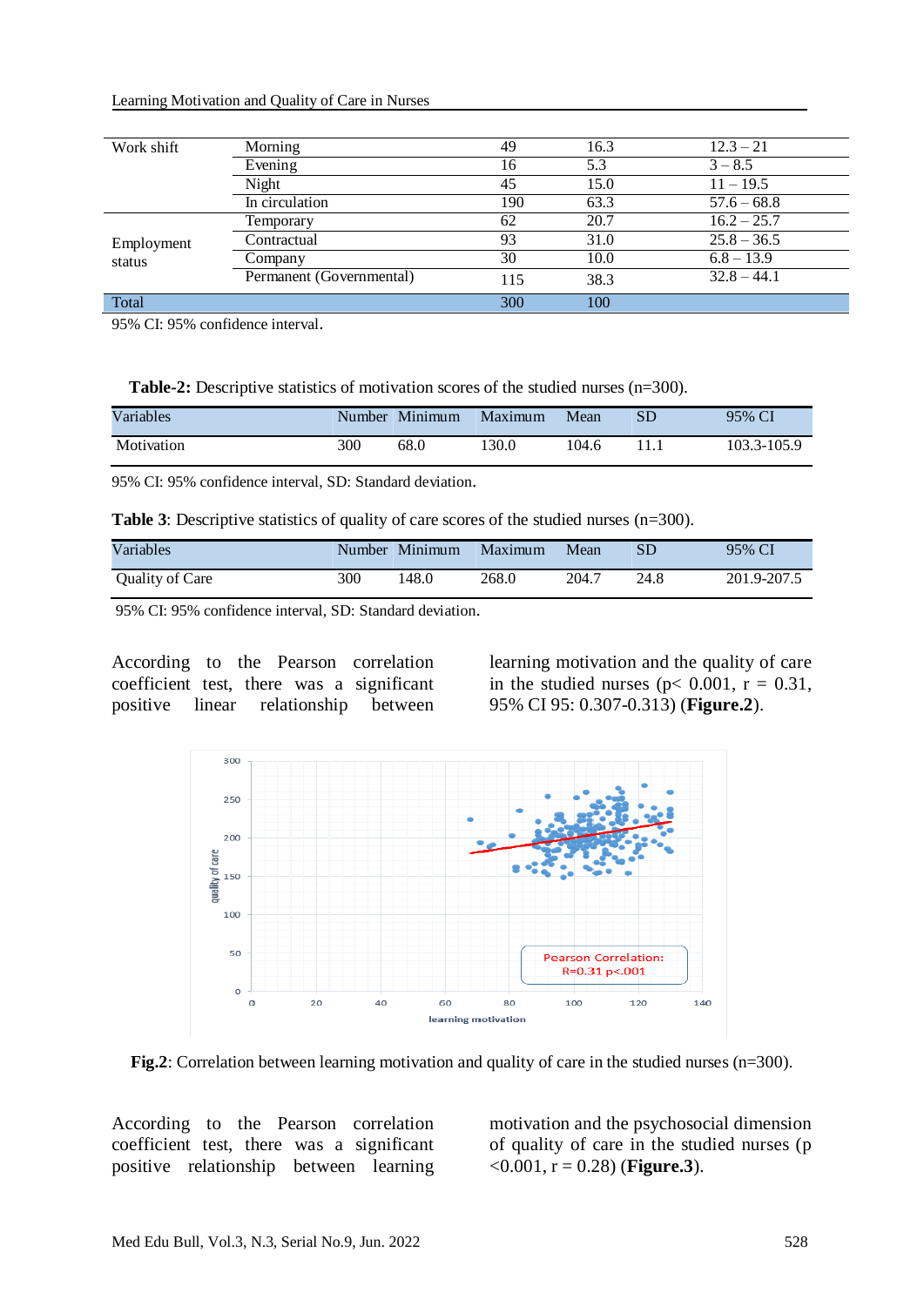| Work shift | Morning | 49 | 16.3 | 12.3 – 21 |
|---|---|---|---|---|
| | Evening | 16 | 5.3 | 3 – 8.5 |
| | Night | 45 | 15.0 | 11 – 19.5 |
| | In circulation | 190 | 63.3 | 57.6 – 68.8 |
| Employment status | Temporary | 62 | 20.7 | 16.2 – 25.7 |
| | Contractual | 93 | 31.0 | 25.8 – 36.5 |
| | Company | 30 | 10.0 | 6.8 – 13.9 |
| | Permanent (Governmental) | 115 | 38.3 | 32.8 – 44.1 |
| Total | | 300 | 100 | |

95% CI: 95% confidence interval.

**Table-2:** Descriptive statistics of motivation scores of the studied nurses (n=300).

| Variables | Number | Minimum | Maximum | Mean | SD | 95% CI |
|---|---|---|---|---|---|---|
| Motivation | 300 | 68.0 | 130.0 | 104.6 | 11.1 | 103.3-105.9 |

95% CI: 95% confidence interval, SD: Standard deviation.

**Table 3**: Descriptive statistics of quality of care scores of the studied nurses (n=300).

| Variables | Number | Minimum | Maximum | Mean | SD | 95% CI |
|---|---|---|---|---|---|---|
| Quality of Care | 300 | 148.0 | 268.0 | 204.7 | 24.8 | 201.9-207.5 |

95% CI: 95% confidence interval, SD: Standard deviation.

According to the Pearson correlation coefficient test, there was a significant positive linear relationship between learning motivation and the quality of care in the studied nurses ($p< 0.001$, $r = 0.31$, 95% CI 95: 0.307-0.313) (**Figure.2**).

**Fig.2**: Correlation between learning motivation and quality of care in the studied nurses (n=300).

According to the Pearson correlation coefficient test, there was a significant positive relationship between learning motivation and the psychosocial dimension of quality of care in the studied nurses ($p <0.001$, $r = 0.28$) (**Figure.3**).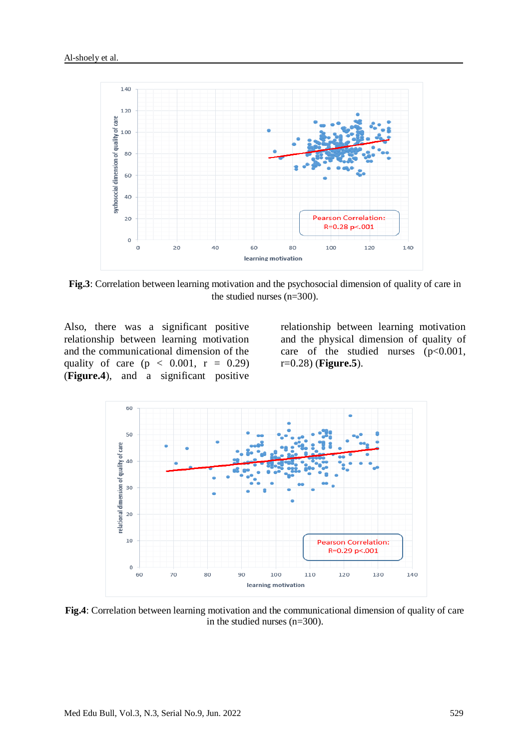**Fig.3**: Correlation between learning motivation and the psychosocial dimension of quality of care in the studied nurses (n=300).

Also, there was a significant positive relationship between learning motivation and the communicational dimension of the quality of care ($p < 0.001$, $r = 0.29$) (**Figure.4**), and a significant positive relationship between learning motivation and the physical dimension of quality of care of the studied nurses ($p<0.001$, $r=0.28$) (**Figure.5**).

**Fig.4**: Correlation between learning motivation and the communicational dimension of quality of care in the studied nurses (n=300).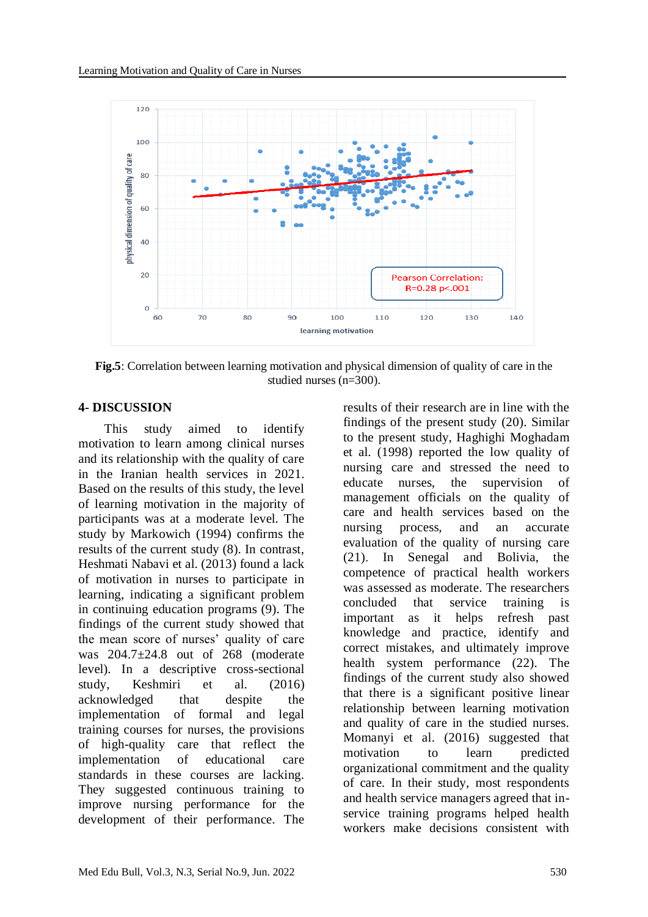**Fig.5**: Correlation between learning motivation and physical dimension of quality of care in the studied nurses (n=300).

## 4- DISCUSSION

This study aimed to identify motivation to learn among clinical nurses and its relationship with the quality of care in the Iranian health services in 2021. Based on the results of this study, the level of learning motivation in the majority of participants was at a moderate level. The study by Markowich (1994) confirms the results of the current study (8). In contrast, Heshmati Nabavi et al. (2013) found a lack of motivation in nurses to participate in learning, indicating a significant problem in continuing education programs (9). The findings of the current study showed that the mean score of nurses' quality of care was 204.7±24.8 out of 268 (moderate level). In a descriptive cross-sectional study, Keshmiri et al. (2016) acknowledged that despite the implementation of formal and legal training courses for nurses, the provisions of high-quality care that reflect the implementation of educational care standards in these courses are lacking. They suggested continuous training to improve nursing performance for the development of their performance. The results of their research are in line with the findings of the present study (20). Similar to the present study, Haghighi Moghadam et al. (1998) reported the low quality of nursing care and stressed the need to educate nurses, the supervision of management officials on the quality of care and health services based on the nursing process, and an accurate evaluation of the quality of nursing care (21). In Senegal and Bolivia, the competence of practical health workers was assessed as moderate. The researchers concluded that service training is important as it helps refresh past knowledge and practice, identify and correct mistakes, and ultimately improve health system performance (22). The findings of the current study also showed that there is a significant positive linear relationship between learning motivation and quality of care in the studied nurses. Momanyi et al. (2016) suggested that motivation to learn predicted organizational commitment and the quality of care. In their study, most respondents and health service managers agreed that in-service training programs helped health workers make decisions consistent with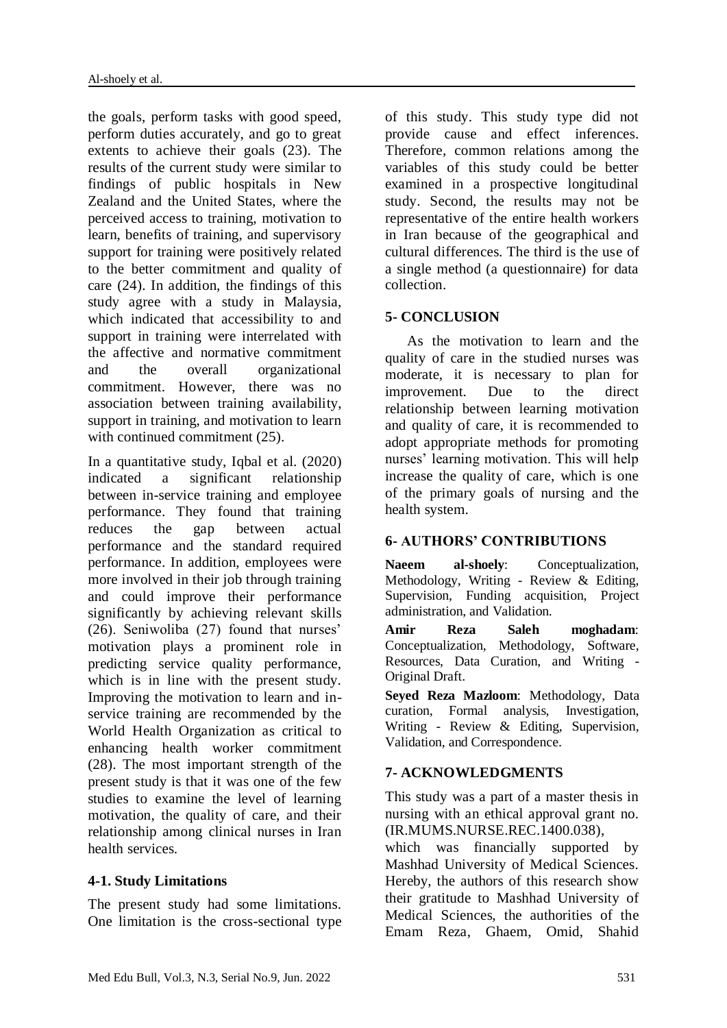the goals, perform tasks with good speed, perform duties accurately, and go to great extents to achieve their goals (23). The results of the current study were similar to findings of public hospitals in New Zealand and the United States, where the perceived access to training, motivation to learn, benefits of training, and supervisory support for training were positively related to the better commitment and quality of care (24). In addition, the findings of this study agree with a study in Malaysia, which indicated that accessibility to and support in training were interrelated with the affective and normative commitment and the overall organizational commitment. However, there was no association between training availability, support in training, and motivation to learn with continued commitment (25).

In a quantitative study, Iqbal et al. (2020) indicated a significant relationship between in-service training and employee performance. They found that training reduces the gap between actual performance and the standard required performance. In addition, employees were more involved in their job through training and could improve their performance significantly by achieving relevant skills (26). Seniwoliba (27) found that nurses' motivation plays a prominent role in predicting service quality performance, which is in line with the present study. Improving the motivation to learn and in-service training are recommended by the World Health Organization as critical to enhancing health worker commitment (28). The most important strength of the present study is that it was one of the few studies to examine the level of learning motivation, the quality of care, and their relationship among clinical nurses in Iran health services.

### 4-1. Study Limitations

The present study had some limitations. One limitation is the cross-sectional type of this study. This study type did not provide cause and effect inferences. Therefore, common relations among the variables of this study could be better examined in a prospective longitudinal study. Second, the results may not be representative of the entire health workers in Iran because of the geographical and cultural differences. The third is the use of a single method (a questionnaire) for data collection.

## 5- CONCLUSION

As the motivation to learn and the quality of care in the studied nurses was moderate, it is necessary to plan for improvement. Due to the direct relationship between learning motivation and quality of care, it is recommended to adopt appropriate methods for promoting nurses' learning motivation. This will help increase the quality of care, which is one of the primary goals of nursing and the health system.

## 6- AUTHORS' CONTRIBUTIONS

**Naeem al-shoely**: Conceptualization, Methodology, Writing - Review & Editing, Supervision, Funding acquisition, Project administration, and Validation.

**Amir Reza Saleh moghadam**: Conceptualization, Methodology, Software, Resources, Data Curation, and Writing - Original Draft.

**Seyed Reza Mazloom**: Methodology, Data curation, Formal analysis, Investigation, Writing - Review & Editing, Supervision, Validation, and Correspondence.

## 7- ACKNOWLEDGMENTS

This study was a part of a master thesis in nursing with an ethical approval grant no. (IR.MUMS.NURSE.REC.1400.038), which was financially supported by Mashhad University of Medical Sciences. Hereby, the authors of this research show their gratitude to Mashhad University of Medical Sciences, the authorities of the Emam Reza, Ghaem, Omid, Shahid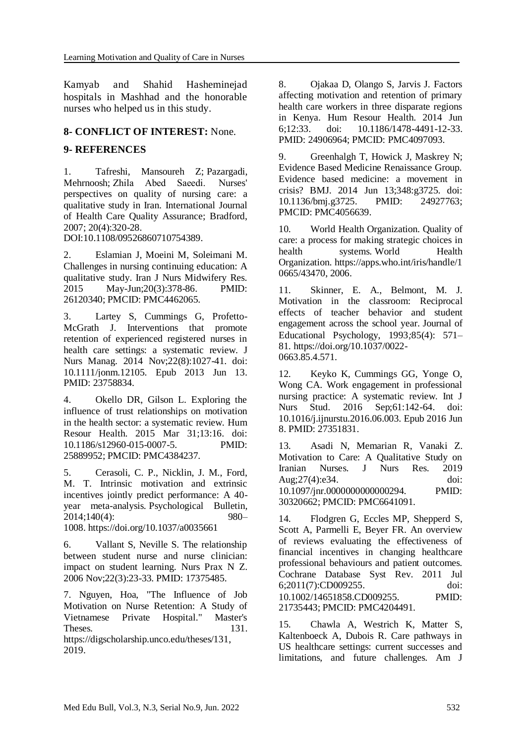Kamyab and Shahid Hasheminejad hospitals in Mashhad and the honorable nurses who helped us in this study.

## 8- CONFLICT OF INTEREST: None.

## 9- REFERENCES

1. Tafreshi, Mansoureh Z; Pazargadi, Mehrnoosh; Zhila Abed Saeedi. Nurses' perspectives on quality of nursing care: a qualitative study in Iran. International Journal of Health Care Quality Assurance; Bradford, 2007; 20(4):320-28. DOI:10.1108/09526860710754389.

2. Eslamian J, Moeini M, Soleimani M. Challenges in nursing continuing education: A qualitative study. Iran J Nurs Midwifery Res. 2015 May-Jun;20(3):378-86. PMID: 26120340; PMCID: PMC4462065.

3. Lartey S, Cummings G, Profetto-McGrath J. Interventions that promote retention of experienced registered nurses in health care settings: a systematic review. J Nurs Manag. 2014 Nov;22(8):1027-41. doi: 10.1111/jonm.12105. Epub 2013 Jun 13. PMID: 23758834.

4. Okello DR, Gilson L. Exploring the influence of trust relationships on motivation in the health sector: a systematic review. Hum Resour Health. 2015 Mar 31;13:16. doi: 10.1186/s12960-015-0007-5. PMID: 25889952; PMCID: PMC4384237.

5. Cerasoli, C. P., Nicklin, J. M., Ford, M. T. Intrinsic motivation and extrinsic incentives jointly predict performance: A 40-year meta-analysis. Psychological Bulletin, 2014;140(4): 980–1008. https://doi.org/10.1037/a0035661

6. Vallant S, Neville S. The relationship between student nurse and nurse clinician: impact on student learning. Nurs Prax N Z. 2006 Nov;22(3):23-33. PMID: 17375485.

7. Nguyen, Hoa, "The Influence of Job Motivation on Nurse Retention: A Study of Vietnamese Private Hospital." Master's Theses. 131. https://digscholarship.unco.edu/theses/131, 2019.

8. Ojakaa D, Olango S, Jarvis J. Factors affecting motivation and retention of primary health care workers in three disparate regions in Kenya. Hum Resour Health. 2014 Jun 6;12:33. doi: 10.1186/1478-4491-12-33. PMID: 24906964; PMCID: PMC4097093.

9. Greenhalgh T, Howick J, Maskrey N; Evidence Based Medicine Renaissance Group. Evidence based medicine: a movement in crisis? BMJ. 2014 Jun 13;348:g3725. doi: 10.1136/bmj.g3725. PMID: 24927763; PMCID: PMC4056639.

10. World Health Organization. Quality of care: a process for making strategic choices in health systems. World Health Organization. https://apps.who.int/iris/handle/10665/43470, 2006.

11. Skinner, E. A., Belmont, M. J. Motivation in the classroom: Reciprocal effects of teacher behavior and student engagement across the school year. Journal of Educational Psychology, 1993;85(4): 571–81. https://doi.org/10.1037/0022-0663.85.4.571.

12. Keyko K, Cummings GG, Yonge O, Wong CA. Work engagement in professional nursing practice: A systematic review. Int J Nurs Stud. 2016 Sep;61:142-64. doi: 10.1016/j.ijnurstu.2016.06.003. Epub 2016 Jun 8. PMID: 27351831.

13. Asadi N, Memarian R, Vanaki Z. Motivation to Care: A Qualitative Study on Iranian Nurses. J Nurs Res. 2019 Aug;27(4):e34. doi: 10.1097/jnr.0000000000000294. PMID: 30320662; PMCID: PMC6641091.

14. Flodgren G, Eccles MP, Shepperd S, Scott A, Parmelli E, Beyer FR. An overview of reviews evaluating the effectiveness of financial incentives in changing healthcare professional behaviours and patient outcomes. Cochrane Database Syst Rev. 2011 Jul 6;2011(7):CD009255. doi: 10.1002/14651858.CD009255. PMID: 21735443; PMCID: PMC4204491.

15. Chawla A, Westrich K, Matter S, Kaltenboeck A, Dubois R. Care pathways in US healthcare settings: current successes and limitations, and future challenges. Am J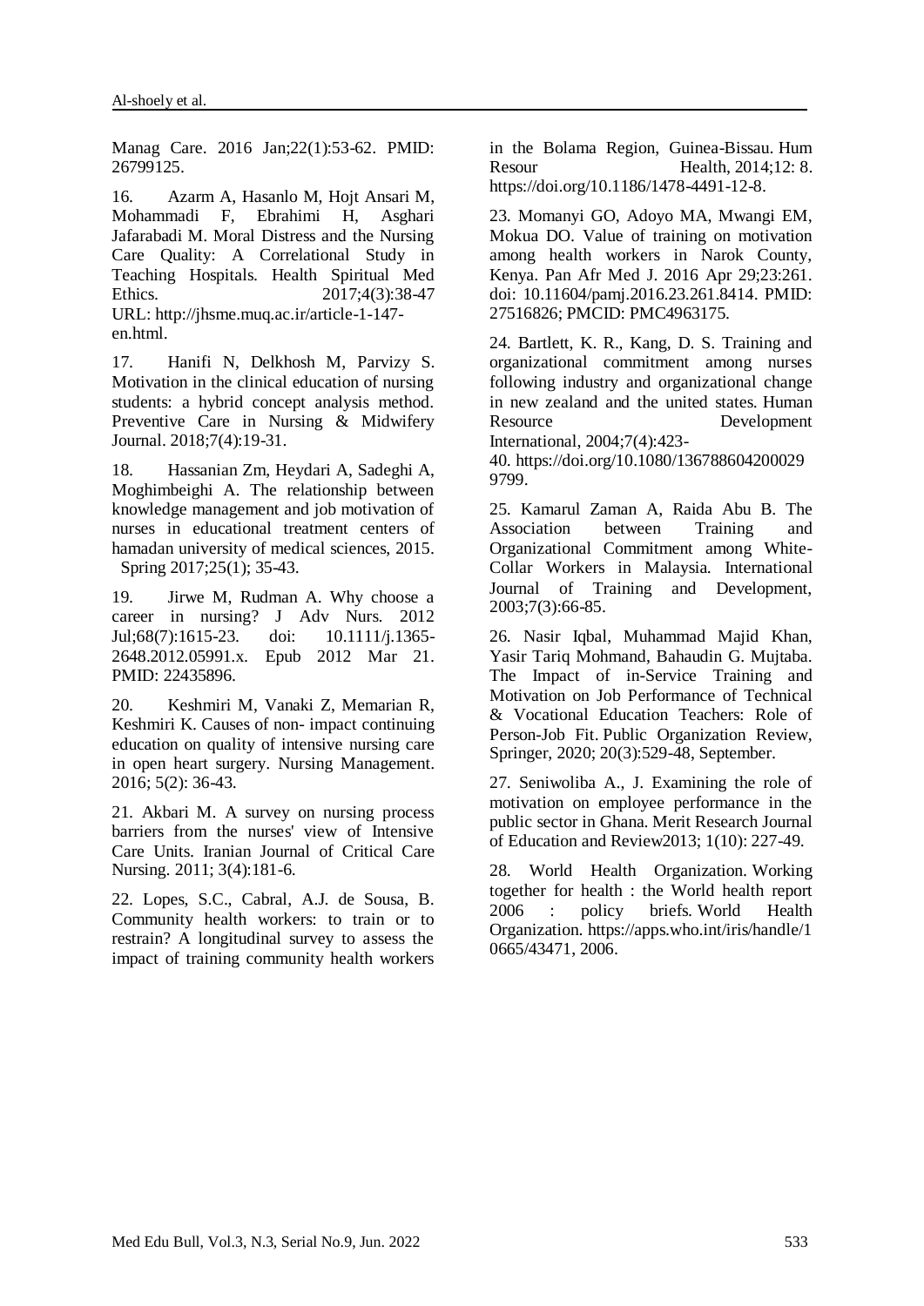Manag Care. 2016 Jan;22(1):53-62. PMID: 26799125.

16. Azarm A, Hasanlo M, Hojt Ansari M, Mohammadi F, Ebrahimi H, Asghari Jafarabadi M. Moral Distress and the Nursing Care Quality: A Correlational Study in Teaching Hospitals. Health Spiritual Med Ethics. 2017;4(3):38-47 URL: http://jhsme.muq.ac.ir/article-1-147-en.html.

17. Hanifi N, Delkhosh M, Parvizy S. Motivation in the clinical education of nursing students: a hybrid concept analysis method. Preventive Care in Nursing & Midwifery Journal. 2018;7(4):19-31.

18. Hassanian Zm, Heydari A, Sadeghi A, Moghimbeighi A. The relationship between knowledge management and job motivation of nurses in educational treatment centers of hamadan university of medical sciences, 2015. Spring 2017;25(1); 35-43.

19. Jirwe M, Rudman A. Why choose a career in nursing? J Adv Nurs. 2012 Jul;68(7):1615-23. doi: 10.1111/j.1365-2648.2012.05991.x. Epub 2012 Mar 21. PMID: 22435896.

20. Keshmiri M, Vanaki Z, Memarian R, Keshmiri K. Causes of non- impact continuing education on quality of intensive nursing care in open heart surgery. Nursing Management. 2016; 5(2): 36-43.

21. Akbari M. A survey on nursing process barriers from the nurses' view of Intensive Care Units. Iranian Journal of Critical Care Nursing. 2011; 3(4):181-6.

22. Lopes, S.C., Cabral, A.J. de Sousa, B. Community health workers: to train or to restrain? A longitudinal survey to assess the impact of training community health workers in the Bolama Region, Guinea-Bissau. Hum Resour Health, 2014;12: 8. https://doi.org/10.1186/1478-4491-12-8.

23. Momanyi GO, Adoyo MA, Mwangi EM, Mokua DO. Value of training on motivation among health workers in Narok County, Kenya. Pan Afr Med J. 2016 Apr 29;23:261. doi: 10.11604/pamj.2016.23.261.8414. PMID: 27516826; PMCID: PMC4963175.

24. Bartlett, K. R., Kang, D. S. Training and organizational commitment among nurses following industry and organizational change in new zealand and the united states. Human Resource Development International, 2004;7(4):423-40. https://doi.org/10.1080/1367886042000299799.

25. Kamarul Zaman A, Raida Abu B. The Association between Training and Organizational Commitment among White-Collar Workers in Malaysia. International Journal of Training and Development, 2003;7(3):66-85.

26. Nasir Iqbal, Muhammad Majid Khan, Yasir Tariq Mohmand, Bahaudin G. Mujtaba. The Impact of in-Service Training and Motivation on Job Performance of Technical & Vocational Education Teachers: Role of Person-Job Fit. Public Organization Review, Springer, 2020; 20(3):529-48, September.

27. Seniwoliba A., J. Examining the role of motivation on employee performance in the public sector in Ghana. Merit Research Journal of Education and Review2013; 1(10): 227-49.

28. World Health Organization. Working together for health : the World health report 2006 : policy briefs. World Health Organization. https://apps.who.int/iris/handle/10665/43471, 2006.